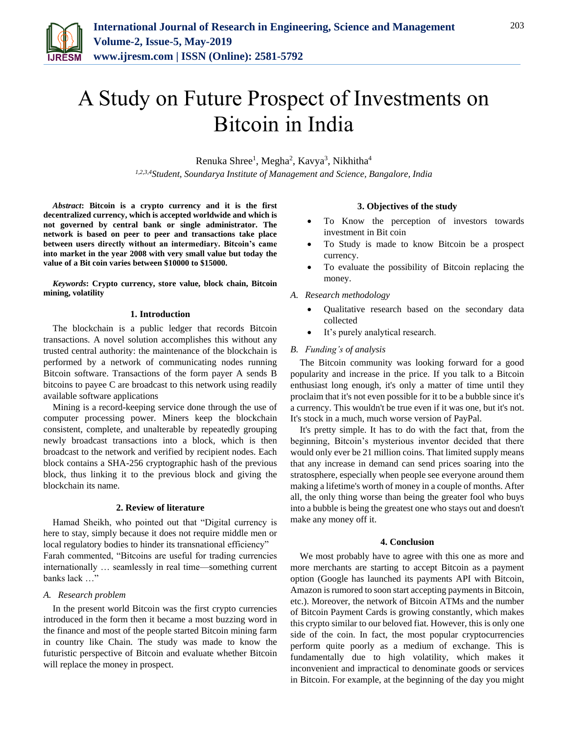# A Study on Future Prospect of Investments on Bitcoin in India

Renuka Shree[1], Megha[2], Kavya[3], Nikhitha[4]

[1,2,3,4]Student, Soundarya Institute of Management and Science, Bangalore, India

***Abstract*: Bitcoin is a crypto currency and it is the first decentralized currency, which is accepted worldwide and which is not governed by central bank or single administrator. The network is based on peer to peer and transactions take place between users directly without an intermediary. Bitcoin's came into market in the year 2008 with very small value but today the value of a Bit coin varies between $10000 to $15000.**

***Keywords*: Crypto currency, store value, block chain, Bitcoin mining, volatility**

## 1. Introduction

The blockchain is a public ledger that records Bitcoin transactions. A novel solution accomplishes this without any trusted central authority: the maintenance of the blockchain is performed by a network of communicating nodes running Bitcoin software. Transactions of the form payer A sends B bitcoins to payee C are broadcast to this network using readily available software applications

Mining is a record-keeping service done through the use of computer processing power. Miners keep the blockchain consistent, complete, and unalterable by repeatedly grouping newly broadcast transactions into a block, which is then broadcast to the network and verified by recipient nodes. Each block contains a SHA-256 cryptographic hash of the previous block, thus linking it to the previous block and giving the blockchain its name.

## 2. Review of literature

Hamad Sheikh, who pointed out that "Digital currency is here to stay, simply because it does not require middle men or local regulatory bodies to hinder its transnational efficiency"

Farah commented, "Bitcoins are useful for trading currencies internationally … seamlessly in real time—something current banks lack …"

### *A. Research problem*

In the present world Bitcoin was the first crypto currencies introduced in the form then it became a most buzzing word in the finance and most of the people started Bitcoin mining farm in country like Chain. The study was made to know the futuristic perspective of Bitcoin and evaluate whether Bitcoin will replace the money in prospect.

## 3. Objectives of the study

- To Know the perception of investors towards investment in Bit coin
- To Study is made to know Bitcoin be a prospect currency.
- To evaluate the possibility of Bitcoin replacing the money.

### *A. Research methodology*

- Qualitative research based on the secondary data collected
- It's purely analytical research.

### *B. Funding's of analysis*

The Bitcoin community was looking forward for a good popularity and increase in the price. If you talk to a Bitcoin enthusiast long enough, it's only a matter of time until they proclaim that it's not even possible for it to be a bubble since it's a currency. This wouldn't be true even if it was one, but it's not. It's stock in a much, much worse version of PayPal.

It's pretty simple. It has to do with the fact that, from the beginning, Bitcoin's mysterious inventor decided that there would only ever be 21 million coins. That limited supply means that any increase in demand can send prices soaring into the stratosphere, especially when people see everyone around them making a lifetime's worth of money in a couple of months. After all, the only thing worse than being the greater fool who buys into a bubble is being the greatest one who stays out and doesn't make any money off it.

## 4. Conclusion

We most probably have to agree with this one as more and more merchants are starting to accept Bitcoin as a payment option (Google has launched its payments API with Bitcoin, Amazon is rumored to soon start accepting payments in Bitcoin, etc.). Moreover, the network of Bitcoin ATMs and the number of Bitcoin Payment Cards is growing constantly, which makes this crypto similar to our beloved fiat. However, this is only one side of the coin. In fact, the most popular cryptocurrencies perform quite poorly as a medium of exchange. This is fundamentally due to high volatility, which makes it inconvenient and impractical to denominate goods or services in Bitcoin. For example, at the beginning of the day you might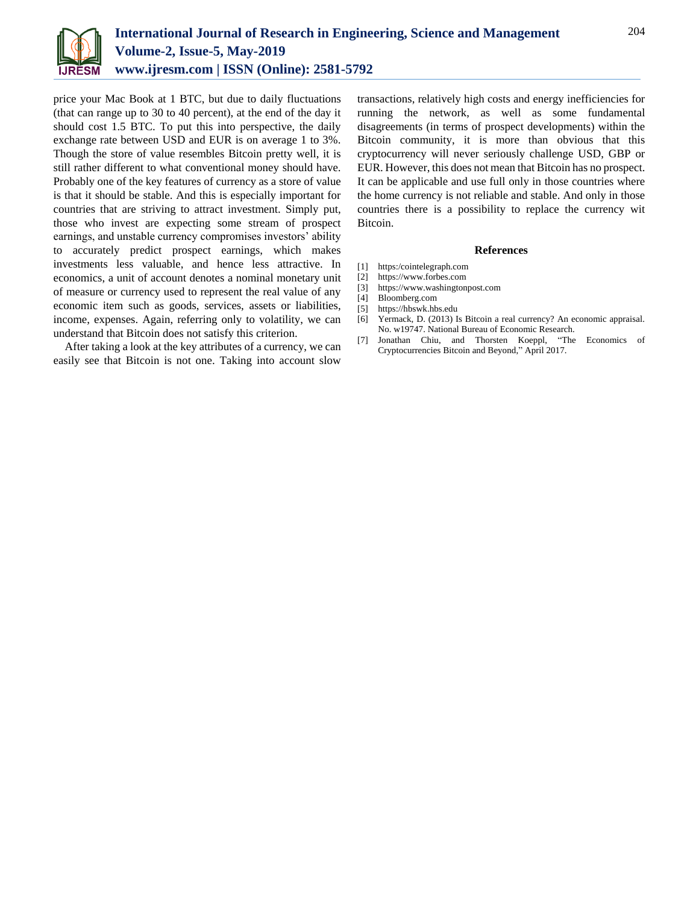price your Mac Book at 1 BTC, but due to daily fluctuations (that can range up to 30 to 40 percent), at the end of the day it should cost 1.5 BTC. To put this into perspective, the daily exchange rate between USD and EUR is on average 1 to 3%. Though the store of value resembles Bitcoin pretty well, it is still rather different to what conventional money should have. Probably one of the key features of currency as a store of value is that it should be stable. And this is especially important for countries that are striving to attract investment. Simply put, those who invest are expecting some stream of prospect earnings, and unstable currency compromises investors' ability to accurately predict prospect earnings, which makes investments less valuable, and hence less attractive. In economics, a unit of account denotes a nominal monetary unit of measure or currency used to represent the real value of any economic item such as goods, services, assets or liabilities, income, expenses. Again, referring only to volatility, we can understand that Bitcoin does not satisfy this criterion.

After taking a look at the key attributes of a currency, we can easily see that Bitcoin is not one. Taking into account slow transactions, relatively high costs and energy inefficiencies for running the network, as well as some fundamental disagreements (in terms of prospect developments) within the Bitcoin community, it is more than obvious that this cryptocurrency will never seriously challenge USD, GBP or EUR. However, this does not mean that Bitcoin has no prospect. It can be applicable and use full only in those countries where the home currency is not reliable and stable. And only in those countries there is a possibility to replace the currency wit Bitcoin.

## References

[1] https:/cointelegraph.com
[2] https://www.forbes.com
[3] https://www.washingtonpost.com
[4] Bloomberg.com
[5] https://hbswk.hbs.edu
[6] Yermack, D. (2013) Is Bitcoin a real currency? An economic appraisal. No. w19747. National Bureau of Economic Research.
[7] Jonathan Chiu, and Thorsten Koeppl, "The Economics of Cryptocurrencies Bitcoin and Beyond," April 2017.